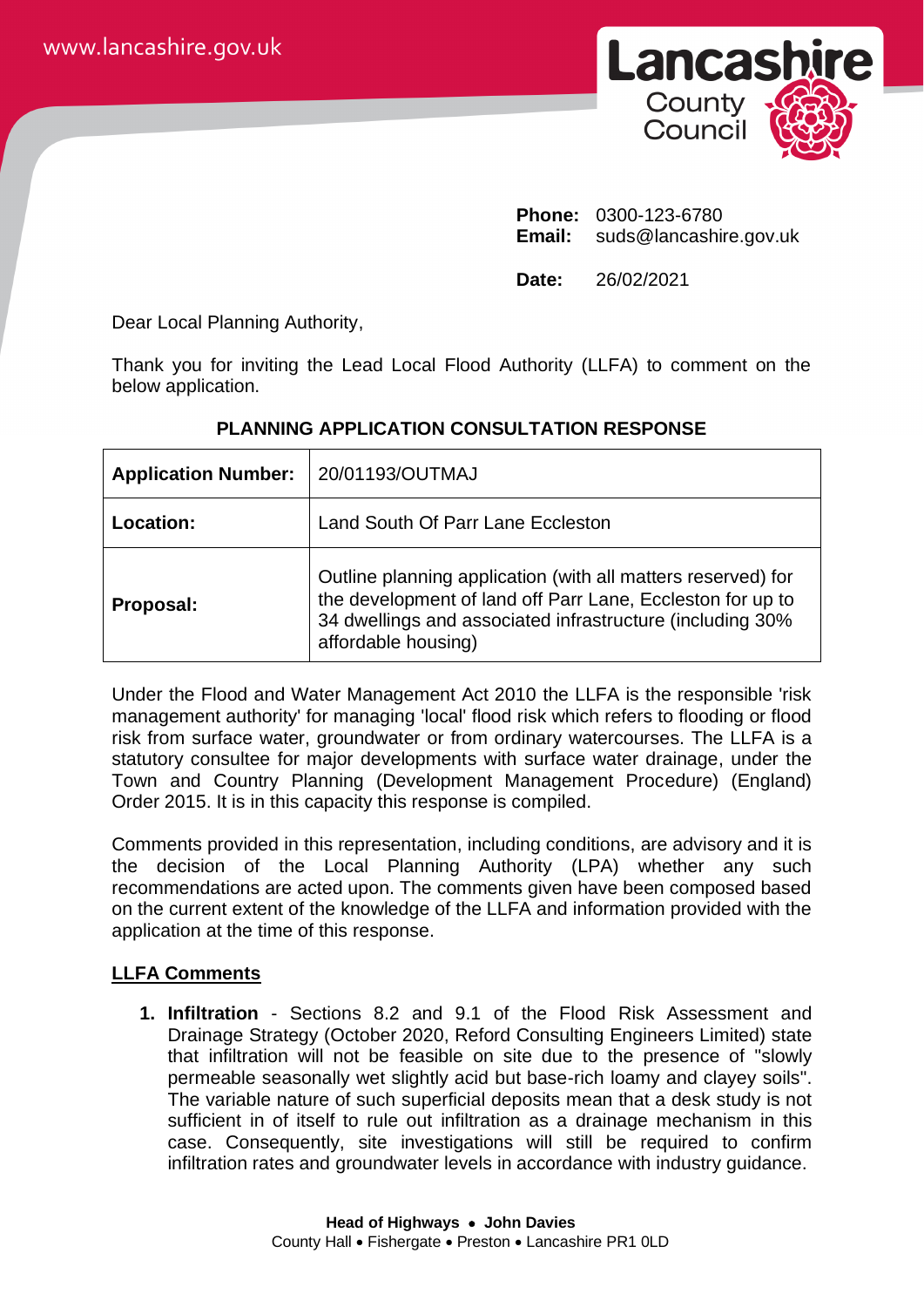www.lancashire.gov.uk

**Lancashire County Council**

**Phone:** 0300-123-6780
**Email:** suds@lancashire.gov.uk

**Date:** 26/02/2021

Dear Local Planning Authority,

Thank you for inviting the Lead Local Flood Authority (LLFA) to comment on the below application.

**PLANNING APPLICATION CONSULTATION RESPONSE**

| **Application Number:** | 20/01193/OUTMAJ |
|---|---|
| **Location:** | Land South Of Parr Lane Eccleston |
| **Proposal:** | Outline planning application (with all matters reserved) for the development of land off Parr Lane, Eccleston for up to 34 dwellings and associated infrastructure (including 30% affordable housing) |

Under the Flood and Water Management Act 2010 the LLFA is the responsible 'risk management authority' for managing 'local' flood risk which refers to flooding or flood risk from surface water, groundwater or from ordinary watercourses. The LLFA is a statutory consultee for major developments with surface water drainage, under the Town and Country Planning (Development Management Procedure) (England) Order 2015. It is in this capacity this response is compiled.

Comments provided in this representation, including conditions, are advisory and it is the decision of the Local Planning Authority (LPA) whether any such recommendations are acted upon. The comments given have been composed based on the current extent of the knowledge of the LLFA and information provided with the application at the time of this response.

## LLFA Comments

1. **Infiltration** - Sections 8.2 and 9.1 of the Flood Risk Assessment and Drainage Strategy (October 2020, Reford Consulting Engineers Limited) state that infiltration will not be feasible on site due to the presence of "slowly permeable seasonally wet slightly acid but base-rich loamy and clayey soils". The variable nature of such superficial deposits mean that a desk study is not sufficient in of itself to rule out infiltration as a drainage mechanism in this case. Consequently, site investigations will still be required to confirm infiltration rates and groundwater levels in accordance with industry guidance.

**Head of Highways** • **John Davies**
County Hall • Fishergate • Preston • Lancashire PR1 0LD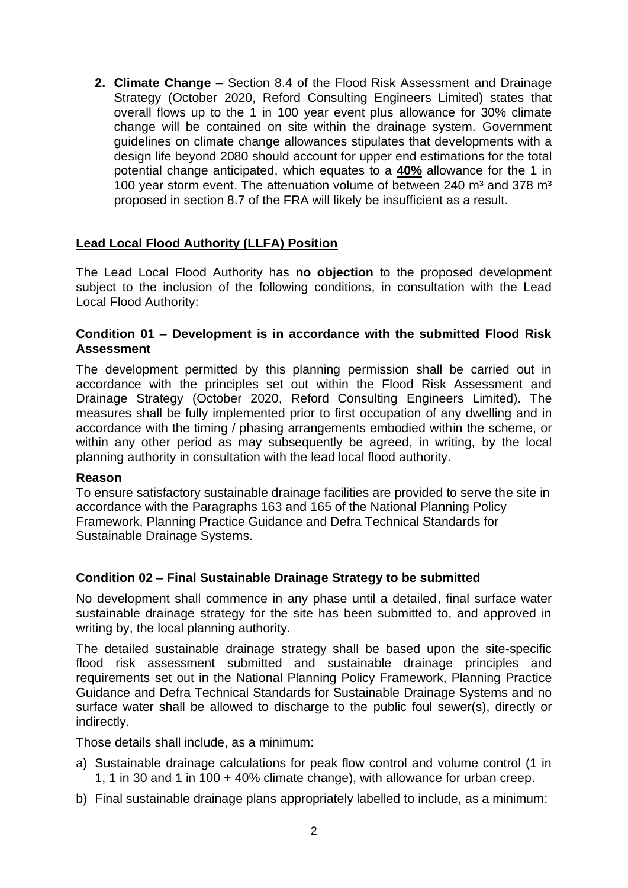2. **Climate Change** – Section 8.4 of the Flood Risk Assessment and Drainage Strategy (October 2020, Reford Consulting Engineers Limited) states that overall flows up to the 1 in 100 year event plus allowance for 30% climate change will be contained on site within the drainage system. Government guidelines on climate change allowances stipulates that developments with a design life beyond 2080 should account for upper end estimations for the total potential change anticipated, which equates to a **40%** allowance for the 1 in 100 year storm event. The attenuation volume of between 240 m³ and 378 m³ proposed in section 8.7 of the FRA will likely be insufficient as a result.

## Lead Local Flood Authority (LLFA) Position

The Lead Local Flood Authority has **no objection** to the proposed development subject to the inclusion of the following conditions, in consultation with the Lead Local Flood Authority:

### Condition 01 – Development is in accordance with the submitted Flood Risk Assessment

The development permitted by this planning permission shall be carried out in accordance with the principles set out within the Flood Risk Assessment and Drainage Strategy (October 2020, Reford Consulting Engineers Limited). The measures shall be fully implemented prior to first occupation of any dwelling and in accordance with the timing / phasing arrangements embodied within the scheme, or within any other period as may subsequently be agreed, in writing, by the local planning authority in consultation with the lead local flood authority.

**Reason**

To ensure satisfactory sustainable drainage facilities are provided to serve the site in accordance with the Paragraphs 163 and 165 of the National Planning Policy Framework, Planning Practice Guidance and Defra Technical Standards for Sustainable Drainage Systems.

### Condition 02 – Final Sustainable Drainage Strategy to be submitted

No development shall commence in any phase until a detailed, final surface water sustainable drainage strategy for the site has been submitted to, and approved in writing by, the local planning authority.

The detailed sustainable drainage strategy shall be based upon the site-specific flood risk assessment submitted and sustainable drainage principles and requirements set out in the National Planning Policy Framework, Planning Practice Guidance and Defra Technical Standards for Sustainable Drainage Systems and no surface water shall be allowed to discharge to the public foul sewer(s), directly or indirectly.

Those details shall include, as a minimum:

a) Sustainable drainage calculations for peak flow control and volume control (1 in 1, 1 in 30 and 1 in 100 + 40% climate change), with allowance for urban creep.

b) Final sustainable drainage plans appropriately labelled to include, as a minimum: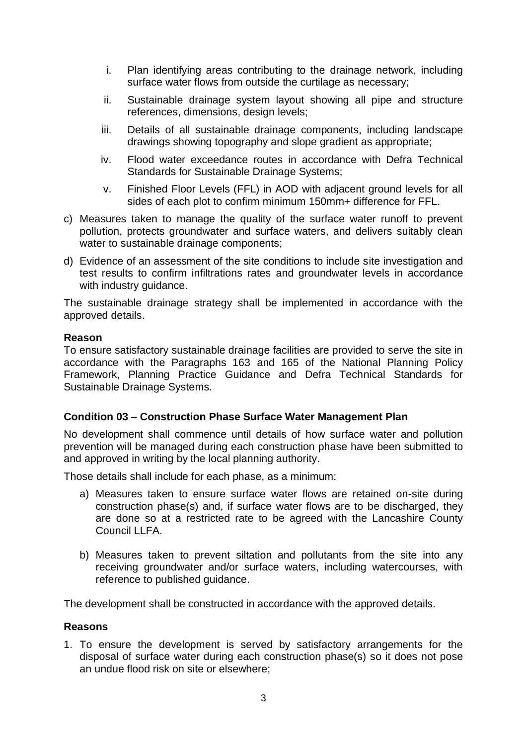i. Plan identifying areas contributing to the drainage network, including surface water flows from outside the curtilage as necessary;

ii. Sustainable drainage system layout showing all pipe and structure references, dimensions, design levels;

iii. Details of all sustainable drainage components, including landscape drawings showing topography and slope gradient as appropriate;

iv. Flood water exceedance routes in accordance with Defra Technical Standards for Sustainable Drainage Systems;

v. Finished Floor Levels (FFL) in AOD with adjacent ground levels for all sides of each plot to confirm minimum 150mm+ difference for FFL.

c) Measures taken to manage the quality of the surface water runoff to prevent pollution, protects groundwater and surface waters, and delivers suitably clean water to sustainable drainage components;

d) Evidence of an assessment of the site conditions to include site investigation and test results to confirm infiltrations rates and groundwater levels in accordance with industry guidance.

The sustainable drainage strategy shall be implemented in accordance with the approved details.

**Reason**

To ensure satisfactory sustainable drainage facilities are provided to serve the site in accordance with the Paragraphs 163 and 165 of the National Planning Policy Framework, Planning Practice Guidance and Defra Technical Standards for Sustainable Drainage Systems.

**Condition 03 – Construction Phase Surface Water Management Plan**

No development shall commence until details of how surface water and pollution prevention will be managed during each construction phase have been submitted to and approved in writing by the local planning authority.

Those details shall include for each phase, as a minimum:

a) Measures taken to ensure surface water flows are retained on-site during construction phase(s) and, if surface water flows are to be discharged, they are done so at a restricted rate to be agreed with the Lancashire County Council LLFA.

b) Measures taken to prevent siltation and pollutants from the site into any receiving groundwater and/or surface waters, including watercourses, with reference to published guidance.

The development shall be constructed in accordance with the approved details.

**Reasons**

1. To ensure the development is served by satisfactory arrangements for the disposal of surface water during each construction phase(s) so it does not pose an undue flood risk on site or elsewhere;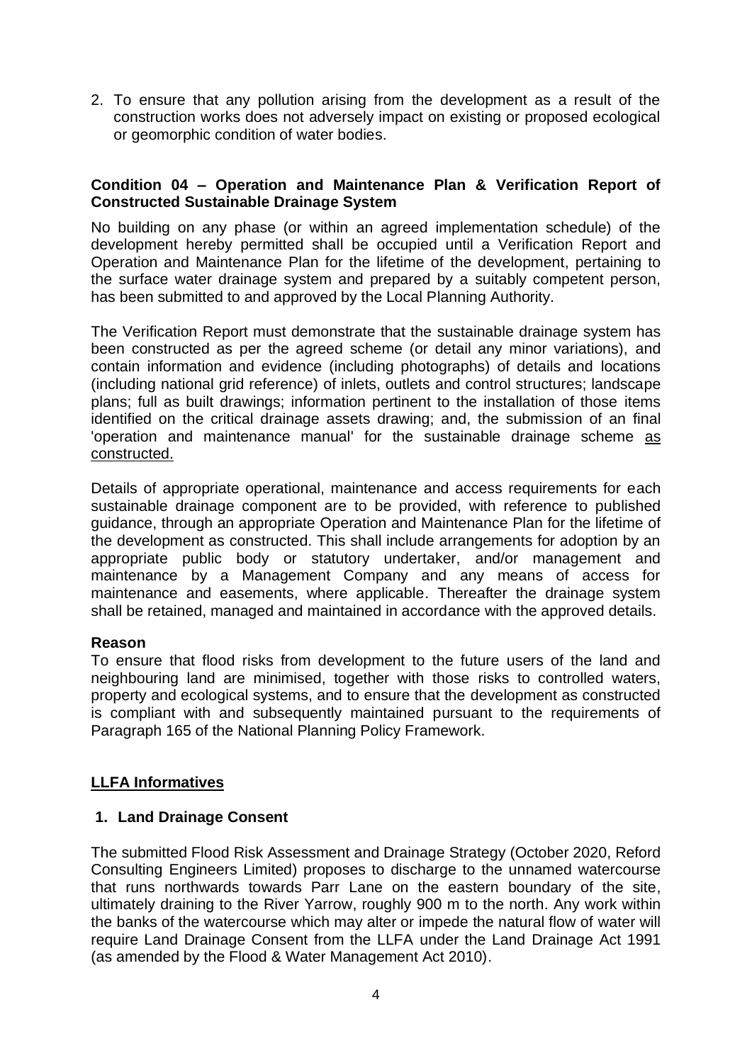2. To ensure that any pollution arising from the development as a result of the construction works does not adversely impact on existing or proposed ecological or geomorphic condition of water bodies.

**Condition 04 – Operation and Maintenance Plan & Verification Report of Constructed Sustainable Drainage System**

No building on any phase (or within an agreed implementation schedule) of the development hereby permitted shall be occupied until a Verification Report and Operation and Maintenance Plan for the lifetime of the development, pertaining to the surface water drainage system and prepared by a suitably competent person, has been submitted to and approved by the Local Planning Authority.

The Verification Report must demonstrate that the sustainable drainage system has been constructed as per the agreed scheme (or detail any minor variations), and contain information and evidence (including photographs) of details and locations (including national grid reference) of inlets, outlets and control structures; landscape plans; full as built drawings; information pertinent to the installation of those items identified on the critical drainage assets drawing; and, the submission of an final 'operation and maintenance manual' for the sustainable drainage scheme <u>as constructed.</u>

Details of appropriate operational, maintenance and access requirements for each sustainable drainage component are to be provided, with reference to published guidance, through an appropriate Operation and Maintenance Plan for the lifetime of the development as constructed. This shall include arrangements for adoption by an appropriate public body or statutory undertaker, and/or management and maintenance by a Management Company and any means of access for maintenance and easements, where applicable. Thereafter the drainage system shall be retained, managed and maintained in accordance with the approved details.

**Reason**

To ensure that flood risks from development to the future users of the land and neighbouring land are minimised, together with those risks to controlled waters, property and ecological systems, and to ensure that the development as constructed is compliant with and subsequently maintained pursuant to the requirements of Paragraph 165 of the National Planning Policy Framework.

## <u>LLFA Informatives</u>

### 1. Land Drainage Consent

The submitted Flood Risk Assessment and Drainage Strategy (October 2020, Reford Consulting Engineers Limited) proposes to discharge to the unnamed watercourse that runs northwards towards Parr Lane on the eastern boundary of the site, ultimately draining to the River Yarrow, roughly 900 m to the north. Any work within the banks of the watercourse which may alter or impede the natural flow of water will require Land Drainage Consent from the LLFA under the Land Drainage Act 1991 (as amended by the Flood & Water Management Act 2010).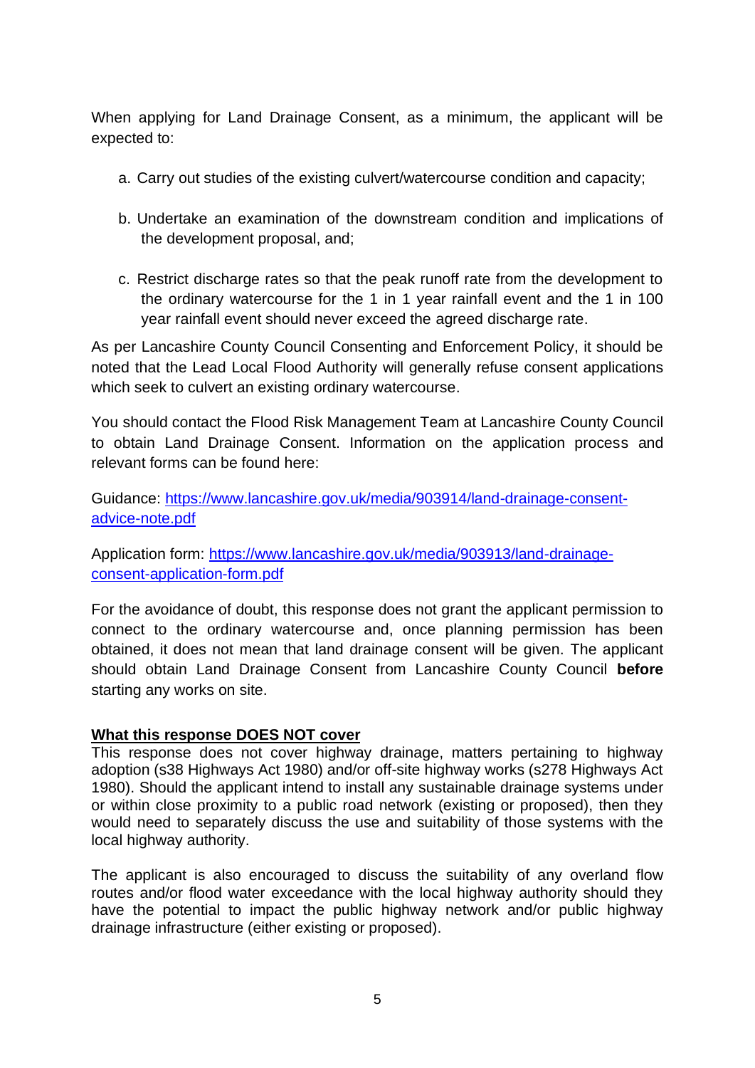When applying for Land Drainage Consent, as a minimum, the applicant will be expected to:

a. Carry out studies of the existing culvert/watercourse condition and capacity;

b. Undertake an examination of the downstream condition and implications of the development proposal, and;

c. Restrict discharge rates so that the peak runoff rate from the development to the ordinary watercourse for the 1 in 1 year rainfall event and the 1 in 100 year rainfall event should never exceed the agreed discharge rate.

As per Lancashire County Council Consenting and Enforcement Policy, it should be noted that the Lead Local Flood Authority will generally refuse consent applications which seek to culvert an existing ordinary watercourse.

You should contact the Flood Risk Management Team at Lancashire County Council to obtain Land Drainage Consent. Information on the application process and relevant forms can be found here:

Guidance: [https://www.lancashire.gov.uk/media/903914/land-drainage-consent-advice-note.pdf](https://www.lancashire.gov.uk/media/903914/land-drainage-consent-advice-note.pdf)

Application form: [https://www.lancashire.gov.uk/media/903913/land-drainage-consent-application-form.pdf](https://www.lancashire.gov.uk/media/903913/land-drainage-consent-application-form.pdf)

For the avoidance of doubt, this response does not grant the applicant permission to connect to the ordinary watercourse and, once planning permission has been obtained, it does not mean that land drainage consent will be given. The applicant should obtain Land Drainage Consent from Lancashire County Council **before** starting any works on site.

**What this response DOES NOT cover**

This response does not cover highway drainage, matters pertaining to highway adoption (s38 Highways Act 1980) and/or off-site highway works (s278 Highways Act 1980). Should the applicant intend to install any sustainable drainage systems under or within close proximity to a public road network (existing or proposed), then they would need to separately discuss the use and suitability of those systems with the local highway authority.

The applicant is also encouraged to discuss the suitability of any overland flow routes and/or flood water exceedance with the local highway authority should they have the potential to impact the public highway network and/or public highway drainage infrastructure (either existing or proposed).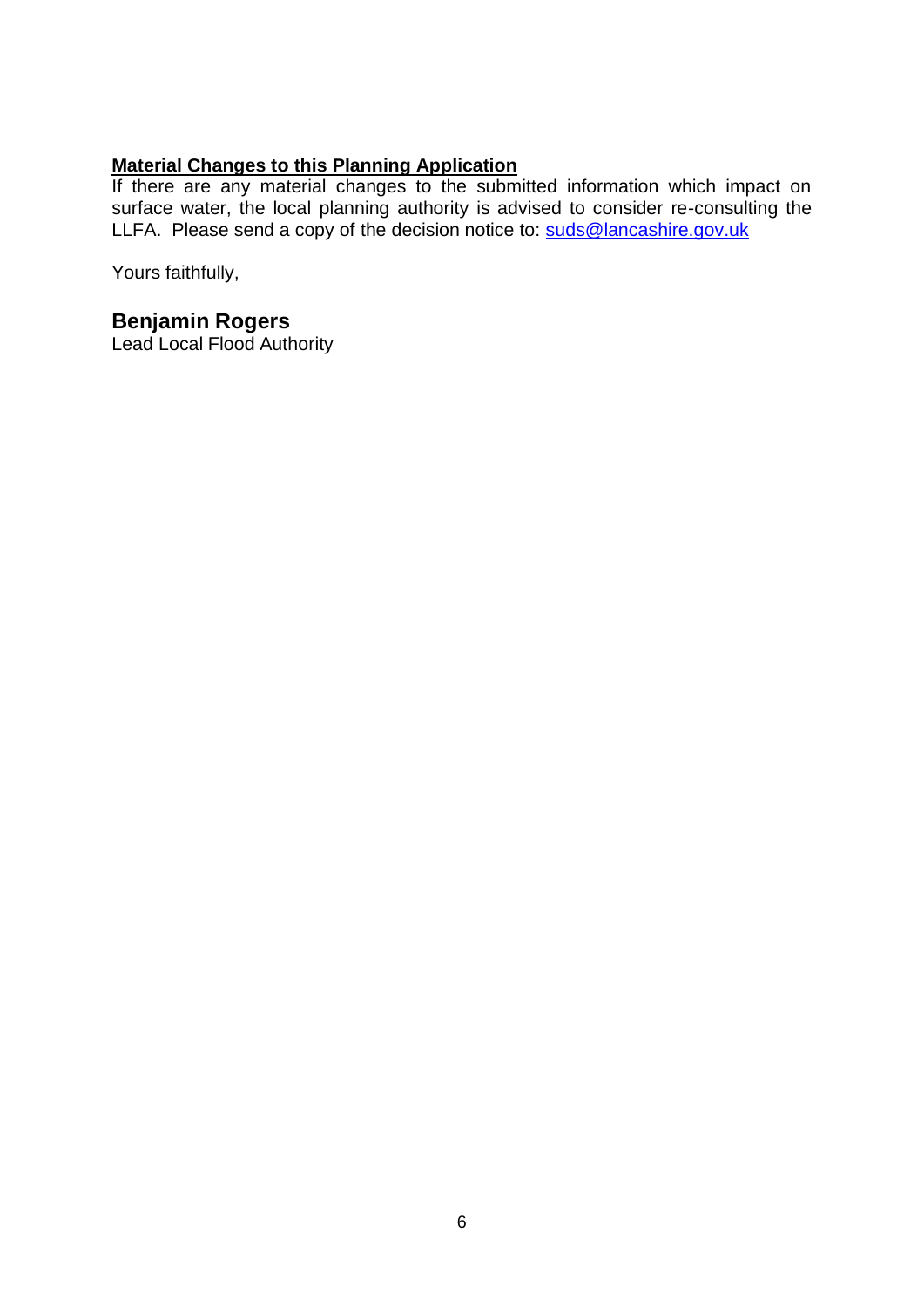**Material Changes to this Planning Application**

If there are any material changes to the submitted information which impact on surface water, the local planning authority is advised to consider re-consulting the LLFA. Please send a copy of the decision notice to: suds@lancashire.gov.uk

Yours faithfully,

**Benjamin Rogers**

Lead Local Flood Authority